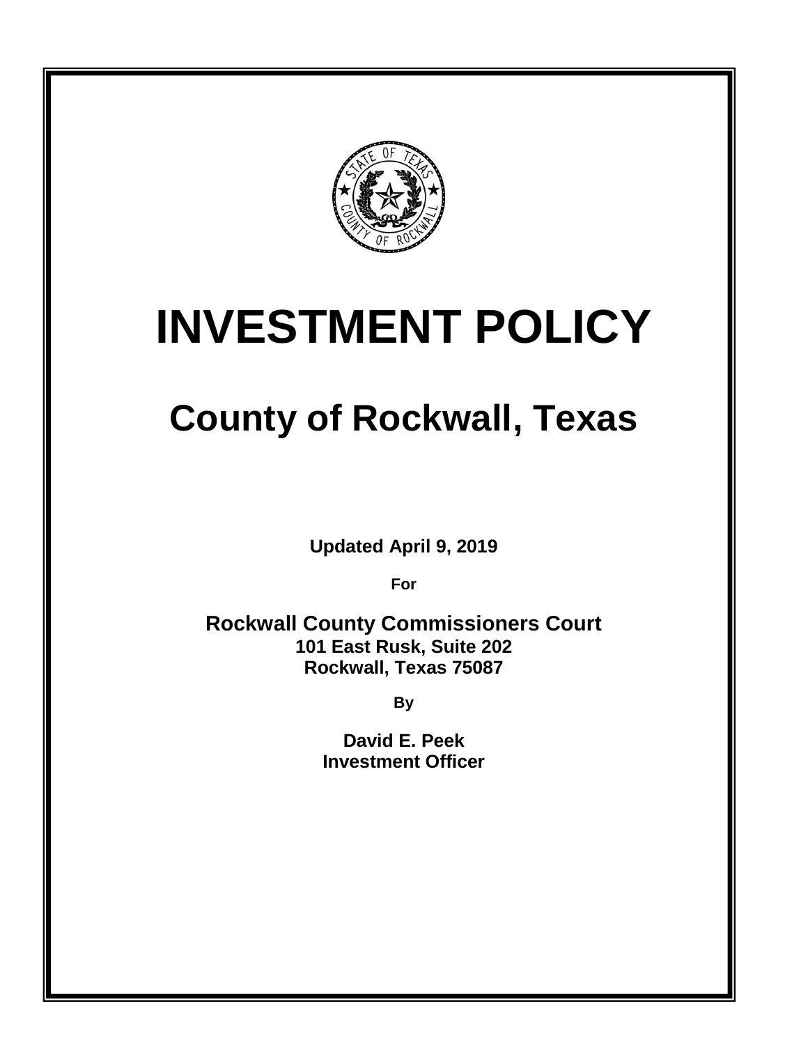# INVESTMENT POLICY

## County of Rockwall, Texas

**Updated April 9, 2019**

**For**

**Rockwall County Commissioners Court**
**101 East Rusk, Suite 202**
**Rockwall, Texas 75087**

**By**

**David E. Peek**
**Investment Officer**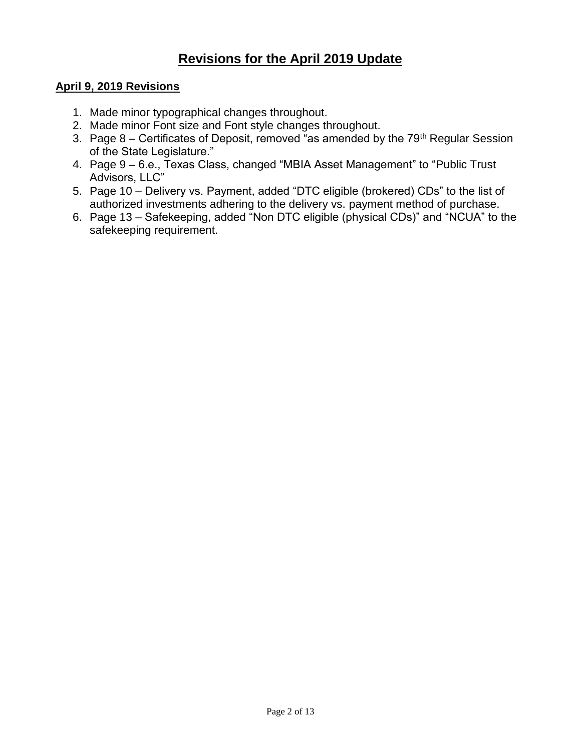# Revisions for the April 2019 Update

## April 9, 2019 Revisions

1. Made minor typographical changes throughout.
2. Made minor Font size and Font style changes throughout.
3. Page 8 – Certificates of Deposit, removed "as amended by the 79th Regular Session of the State Legislature."
4. Page 9 – 6.e., Texas Class, changed "MBIA Asset Management" to "Public Trust Advisors, LLC"
5. Page 10 – Delivery vs. Payment, added "DTC eligible (brokered) CDs" to the list of authorized investments adhering to the delivery vs. payment method of purchase.
6. Page 13 – Safekeeping, added "Non DTC eligible (physical CDs)" and "NCUA" to the safekeeping requirement.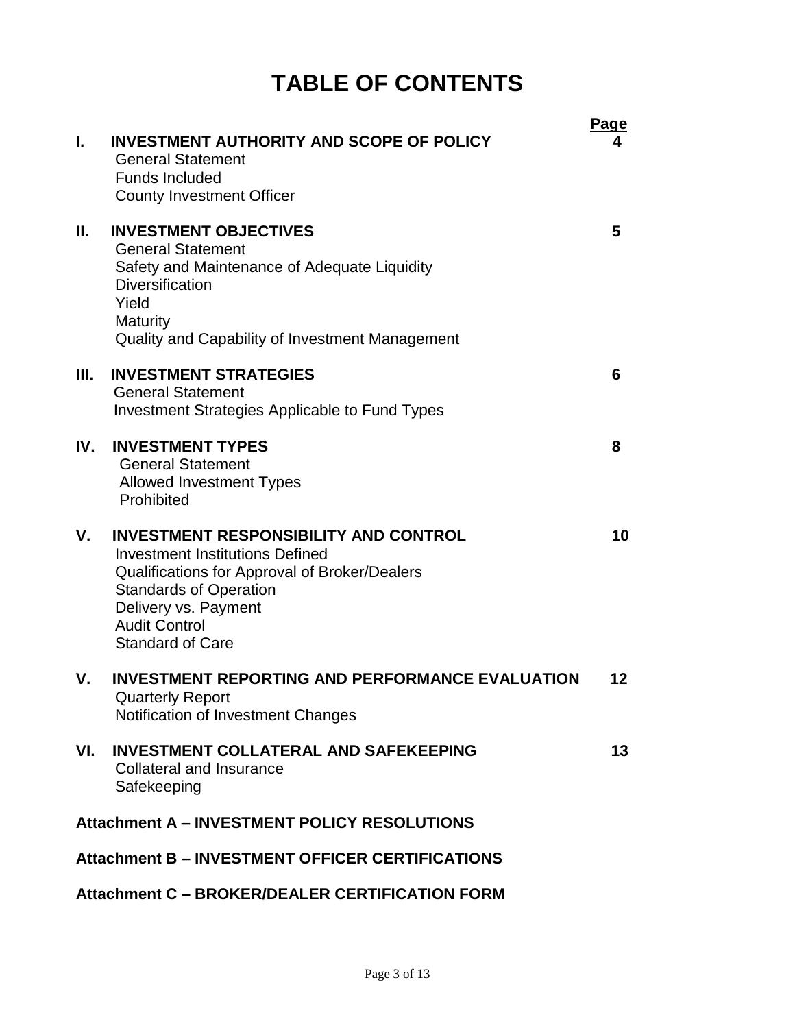# TABLE OF CONTENTS

| | | Page |
|---|---|---|
| **I.** | **INVESTMENT AUTHORITY AND SCOPE OF POLICY** | **4** |
| | General Statement | |
| | Funds Included | |
| | County Investment Officer | |
| **II.** | **INVESTMENT OBJECTIVES** | **5** |
| | General Statement | |
| | Safety and Maintenance of Adequate Liquidity | |
| | Diversification | |
| | Yield | |
| | Maturity | |
| | Quality and Capability of Investment Management | |
| **III.** | **INVESTMENT STRATEGIES** | **6** |
| | General Statement | |
| | Investment Strategies Applicable to Fund Types | |
| **IV.** | **INVESTMENT TYPES** | **8** |
| | General Statement | |
| | Allowed Investment Types | |
| | Prohibited | |
| **V.** | **INVESTMENT RESPONSIBILITY AND CONTROL** | **10** |
| | Investment Institutions Defined | |
| | Qualifications for Approval of Broker/Dealers | |
| | Standards of Operation | |
| | Delivery vs. Payment | |
| | Audit Control | |
| | Standard of Care | |
| **V.** | **INVESTMENT REPORTING AND PERFORMANCE EVALUATION** | **12** |
| | Quarterly Report | |
| | Notification of Investment Changes | |
| **VI.** | **INVESTMENT COLLATERAL AND SAFEKEEPING** | **13** |
| | Collateral and Insurance | |
| | Safekeeping | |

**Attachment A – INVESTMENT POLICY RESOLUTIONS**

**Attachment B – INVESTMENT OFFICER CERTIFICATIONS**

**Attachment C – BROKER/DEALER CERTIFICATION FORM**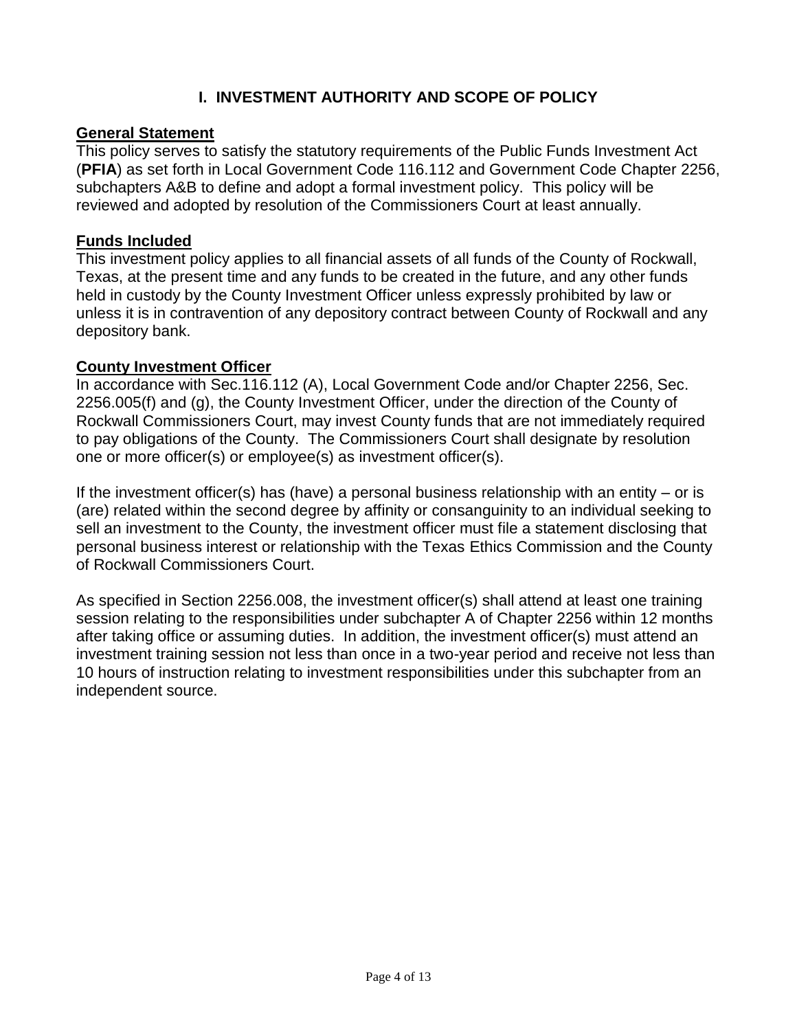# I. INVESTMENT AUTHORITY AND SCOPE OF POLICY

## General Statement

This policy serves to satisfy the statutory requirements of the Public Funds Investment Act (**PFIA**) as set forth in Local Government Code 116.112 and Government Code Chapter 2256, subchapters A&B to define and adopt a formal investment policy. This policy will be reviewed and adopted by resolution of the Commissioners Court at least annually.

## Funds Included

This investment policy applies to all financial assets of all funds of the County of Rockwall, Texas, at the present time and any funds to be created in the future, and any other funds held in custody by the County Investment Officer unless expressly prohibited by law or unless it is in contravention of any depository contract between County of Rockwall and any depository bank.

## County Investment Officer

In accordance with Sec.116.112 (A), Local Government Code and/or Chapter 2256, Sec. 2256.005(f) and (g), the County Investment Officer, under the direction of the County of Rockwall Commissioners Court, may invest County funds that are not immediately required to pay obligations of the County. The Commissioners Court shall designate by resolution one or more officer(s) or employee(s) as investment officer(s).

If the investment officer(s) has (have) a personal business relationship with an entity – or is (are) related within the second degree by affinity or consanguinity to an individual seeking to sell an investment to the County, the investment officer must file a statement disclosing that personal business interest or relationship with the Texas Ethics Commission and the County of Rockwall Commissioners Court.

As specified in Section 2256.008, the investment officer(s) shall attend at least one training session relating to the responsibilities under subchapter A of Chapter 2256 within 12 months after taking office or assuming duties. In addition, the investment officer(s) must attend an investment training session not less than once in a two-year period and receive not less than 10 hours of instruction relating to investment responsibilities under this subchapter from an independent source.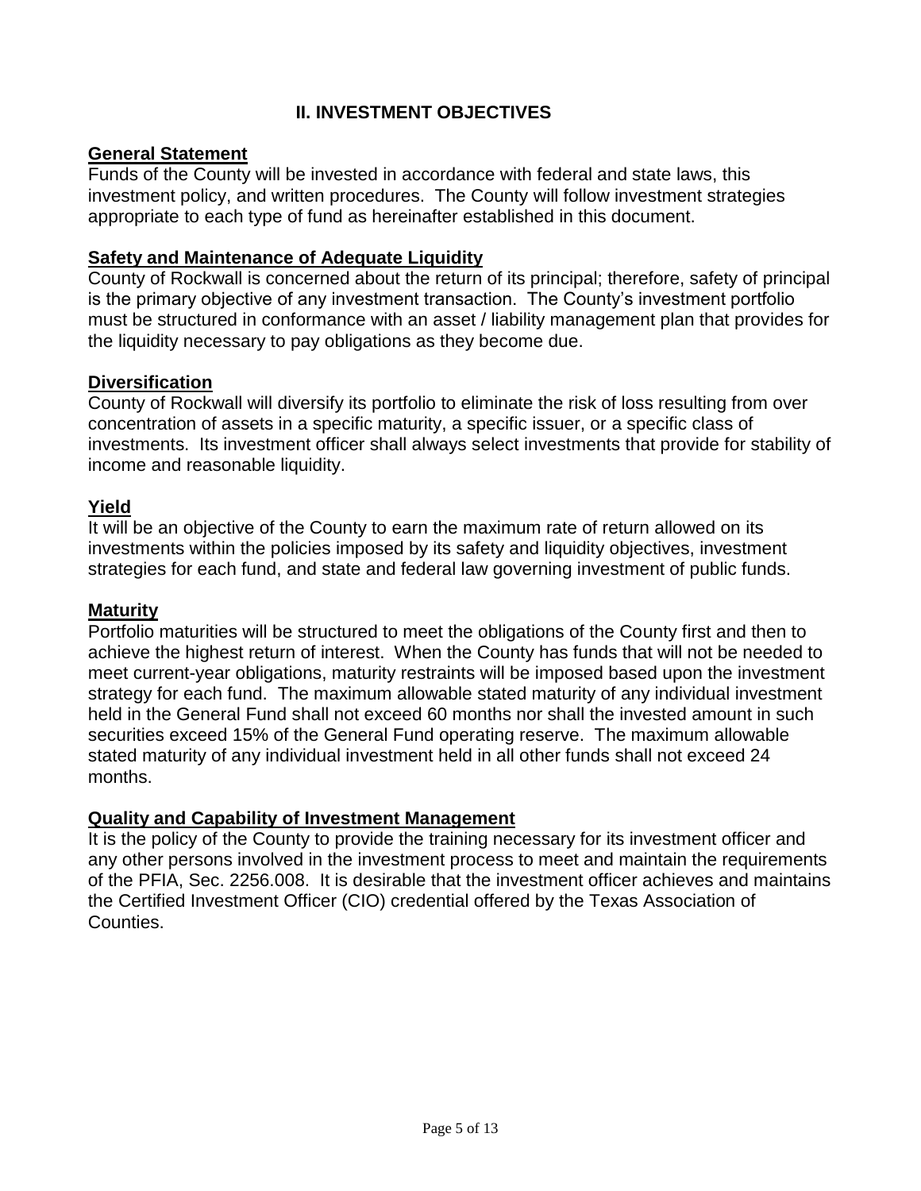## II. INVESTMENT OBJECTIVES

**General Statement**

Funds of the County will be invested in accordance with federal and state laws, this investment policy, and written procedures. The County will follow investment strategies appropriate to each type of fund as hereinafter established in this document.

**Safety and Maintenance of Adequate Liquidity**

County of Rockwall is concerned about the return of its principal; therefore, safety of principal is the primary objective of any investment transaction. The County's investment portfolio must be structured in conformance with an asset / liability management plan that provides for the liquidity necessary to pay obligations as they become due.

**Diversification**

County of Rockwall will diversify its portfolio to eliminate the risk of loss resulting from over concentration of assets in a specific maturity, a specific issuer, or a specific class of investments. Its investment officer shall always select investments that provide for stability of income and reasonable liquidity.

**Yield**

It will be an objective of the County to earn the maximum rate of return allowed on its investments within the policies imposed by its safety and liquidity objectives, investment strategies for each fund, and state and federal law governing investment of public funds.

**Maturity**

Portfolio maturities will be structured to meet the obligations of the County first and then to achieve the highest return of interest. When the County has funds that will not be needed to meet current-year obligations, maturity restraints will be imposed based upon the investment strategy for each fund. The maximum allowable stated maturity of any individual investment held in the General Fund shall not exceed 60 months nor shall the invested amount in such securities exceed 15% of the General Fund operating reserve. The maximum allowable stated maturity of any individual investment held in all other funds shall not exceed 24 months.

**Quality and Capability of Investment Management**

It is the policy of the County to provide the training necessary for its investment officer and any other persons involved in the investment process to meet and maintain the requirements of the PFIA, Sec. 2256.008. It is desirable that the investment officer achieves and maintains the Certified Investment Officer (CIO) credential offered by the Texas Association of Counties.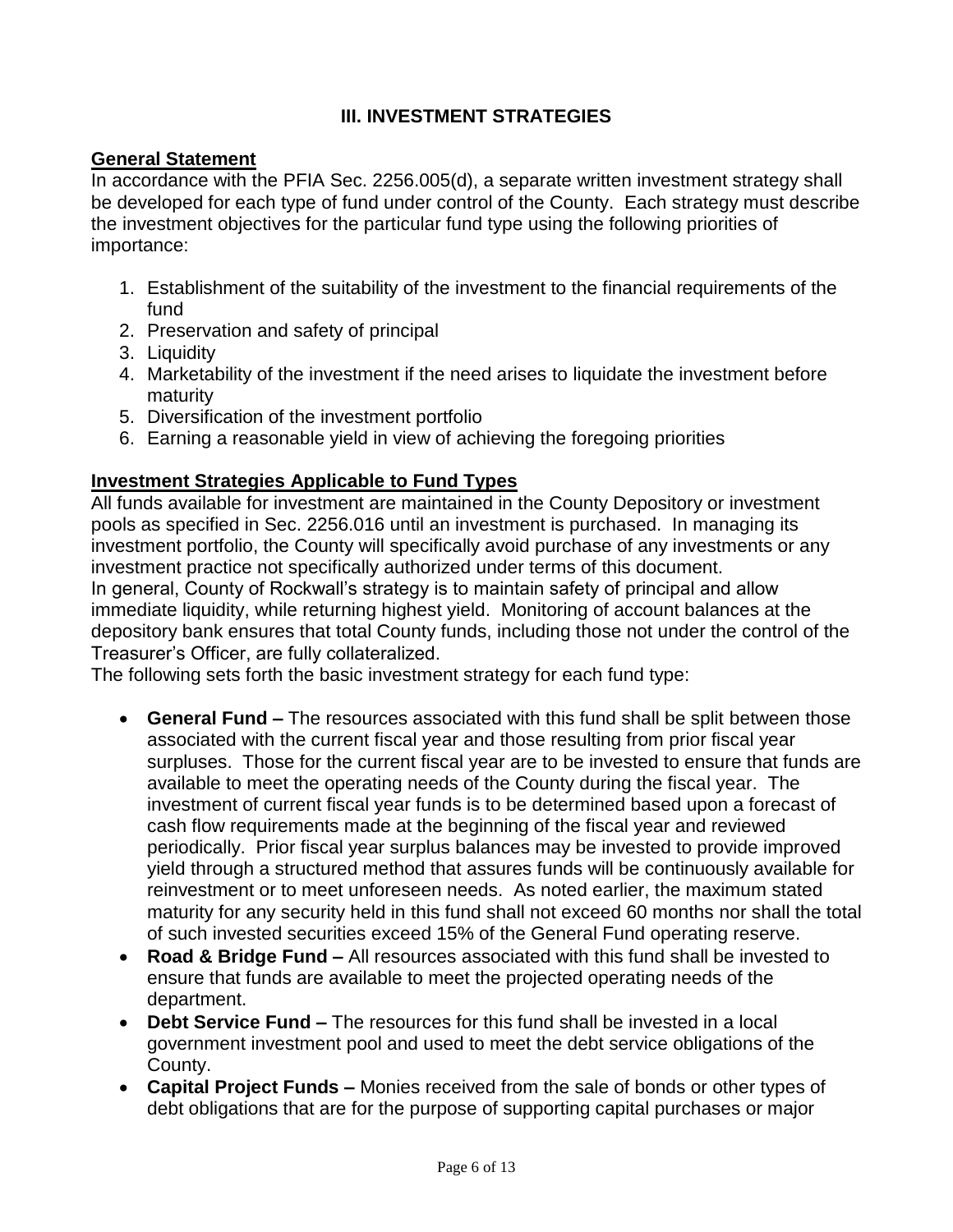## III. INVESTMENT STRATEGIES

**General Statement**

In accordance with the PFIA Sec. 2256.005(d), a separate written investment strategy shall be developed for each type of fund under control of the County. Each strategy must describe the investment objectives for the particular fund type using the following priorities of importance:

1. Establishment of the suitability of the investment to the financial requirements of the fund
2. Preservation and safety of principal
3. Liquidity
4. Marketability of the investment if the need arises to liquidate the investment before maturity
5. Diversification of the investment portfolio
6. Earning a reasonable yield in view of achieving the foregoing priorities

**Investment Strategies Applicable to Fund Types**

All funds available for investment are maintained in the County Depository or investment pools as specified in Sec. 2256.016 until an investment is purchased. In managing its investment portfolio, the County will specifically avoid purchase of any investments or any investment practice not specifically authorized under terms of this document.

In general, County of Rockwall's strategy is to maintain safety of principal and allow immediate liquidity, while returning highest yield. Monitoring of account balances at the depository bank ensures that total County funds, including those not under the control of the Treasurer's Officer, are fully collateralized.

The following sets forth the basic investment strategy for each fund type:

- **General Fund –** The resources associated with this fund shall be split between those associated with the current fiscal year and those resulting from prior fiscal year surpluses. Those for the current fiscal year are to be invested to ensure that funds are available to meet the operating needs of the County during the fiscal year. The investment of current fiscal year funds is to be determined based upon a forecast of cash flow requirements made at the beginning of the fiscal year and reviewed periodically. Prior fiscal year surplus balances may be invested to provide improved yield through a structured method that assures funds will be continuously available for reinvestment or to meet unforeseen needs. As noted earlier, the maximum stated maturity for any security held in this fund shall not exceed 60 months nor shall the total of such invested securities exceed 15% of the General Fund operating reserve.
- **Road & Bridge Fund –** All resources associated with this fund shall be invested to ensure that funds are available to meet the projected operating needs of the department.
- **Debt Service Fund –** The resources for this fund shall be invested in a local government investment pool and used to meet the debt service obligations of the County.
- **Capital Project Funds –** Monies received from the sale of bonds or other types of debt obligations that are for the purpose of supporting capital purchases or major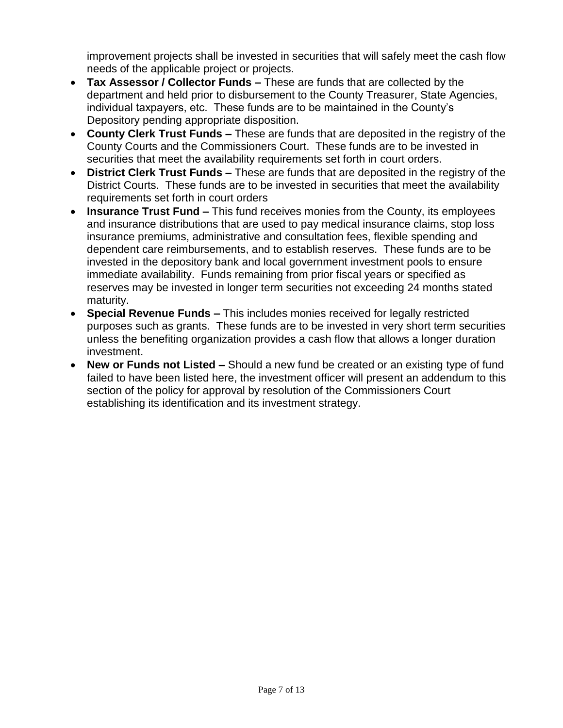improvement projects shall be invested in securities that will safely meet the cash flow needs of the applicable project or projects.

- **Tax Assessor / Collector Funds –** These are funds that are collected by the department and held prior to disbursement to the County Treasurer, State Agencies, individual taxpayers, etc. These funds are to be maintained in the County's Depository pending appropriate disposition.
- **County Clerk Trust Funds –** These are funds that are deposited in the registry of the County Courts and the Commissioners Court. These funds are to be invested in securities that meet the availability requirements set forth in court orders.
- **District Clerk Trust Funds –** These are funds that are deposited in the registry of the District Courts. These funds are to be invested in securities that meet the availability requirements set forth in court orders
- **Insurance Trust Fund –** This fund receives monies from the County, its employees and insurance distributions that are used to pay medical insurance claims, stop loss insurance premiums, administrative and consultation fees, flexible spending and dependent care reimbursements, and to establish reserves. These funds are to be invested in the depository bank and local government investment pools to ensure immediate availability. Funds remaining from prior fiscal years or specified as reserves may be invested in longer term securities not exceeding 24 months stated maturity.
- **Special Revenue Funds –** This includes monies received for legally restricted purposes such as grants. These funds are to be invested in very short term securities unless the benefiting organization provides a cash flow that allows a longer duration investment.
- **New or Funds not Listed –** Should a new fund be created or an existing type of fund failed to have been listed here, the investment officer will present an addendum to this section of the policy for approval by resolution of the Commissioners Court establishing its identification and its investment strategy.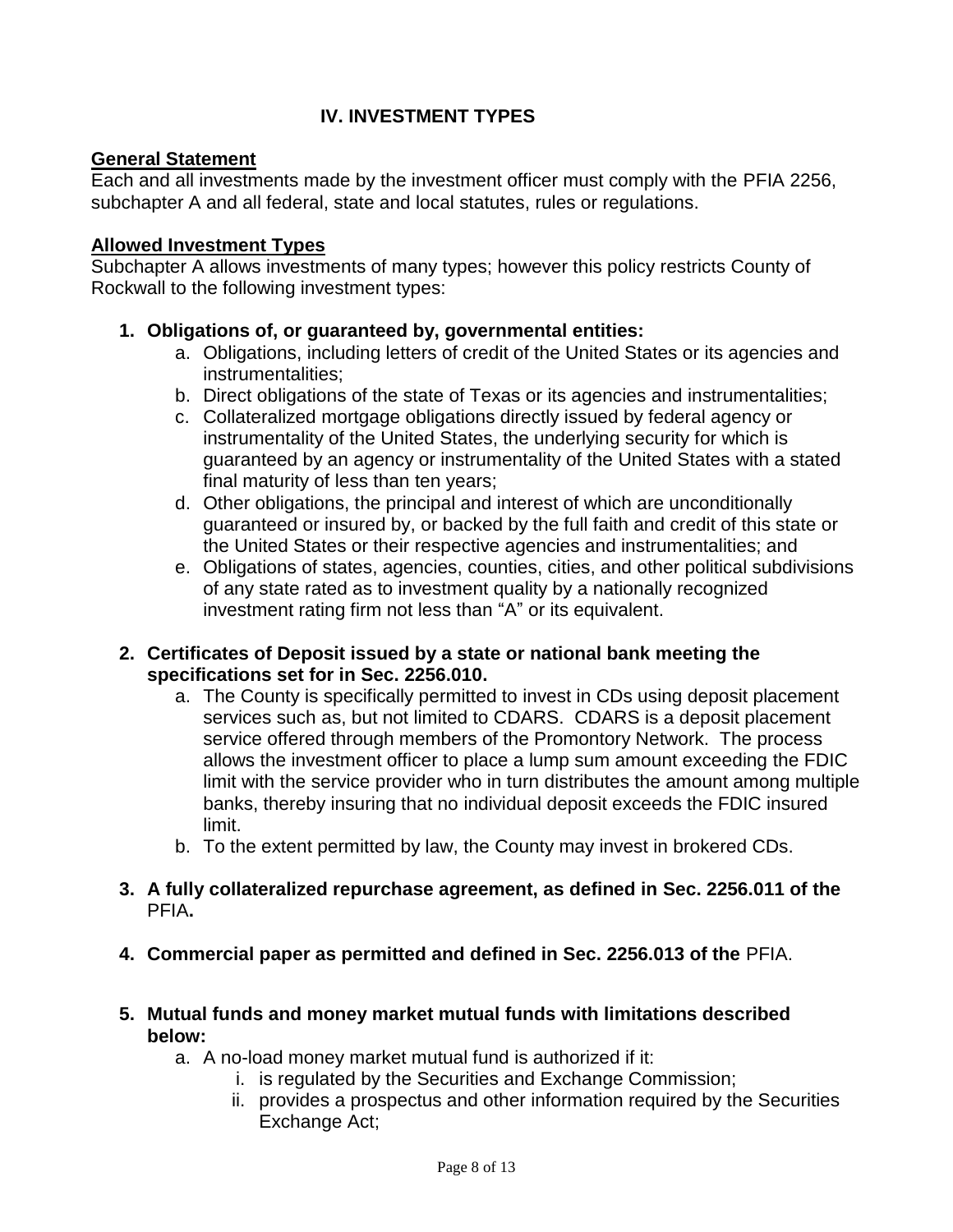## IV. INVESTMENT TYPES

**General Statement**

Each and all investments made by the investment officer must comply with the PFIA 2256, subchapter A and all federal, state and local statutes, rules or regulations.

**Allowed Investment Types**

Subchapter A allows investments of many types; however this policy restricts County of Rockwall to the following investment types:

1. **Obligations of, or guaranteed by, governmental entities:**
   a. Obligations, including letters of credit of the United States or its agencies and instrumentalities;
   b. Direct obligations of the state of Texas or its agencies and instrumentalities;
   c. Collateralized mortgage obligations directly issued by federal agency or instrumentality of the United States, the underlying security for which is guaranteed by an agency or instrumentality of the United States with a stated final maturity of less than ten years;
   d. Other obligations, the principal and interest of which are unconditionally guaranteed or insured by, or backed by the full faith and credit of this state or the United States or their respective agencies and instrumentalities; and
   e. Obligations of states, agencies, counties, cities, and other political subdivisions of any state rated as to investment quality by a nationally recognized investment rating firm not less than "A" or its equivalent.

2. **Certificates of Deposit issued by a state or national bank meeting the specifications set for in Sec. 2256.010.**
   a. The County is specifically permitted to invest in CDs using deposit placement services such as, but not limited to CDARS. CDARS is a deposit placement service offered through members of the Promontory Network. The process allows the investment officer to place a lump sum amount exceeding the FDIC limit with the service provider who in turn distributes the amount among multiple banks, thereby insuring that no individual deposit exceeds the FDIC insured limit.
   b. To the extent permitted by law, the County may invest in brokered CDs.

3. **A fully collateralized repurchase agreement, as defined in Sec. 2256.011 of the** PFIA**.**

4. **Commercial paper as permitted and defined in Sec. 2256.013 of the** PFIA.

5. **Mutual funds and money market mutual funds with limitations described below:**
   a. A no-load money market mutual fund is authorized if it:
      i. is regulated by the Securities and Exchange Commission;
      ii. provides a prospectus and other information required by the Securities Exchange Act;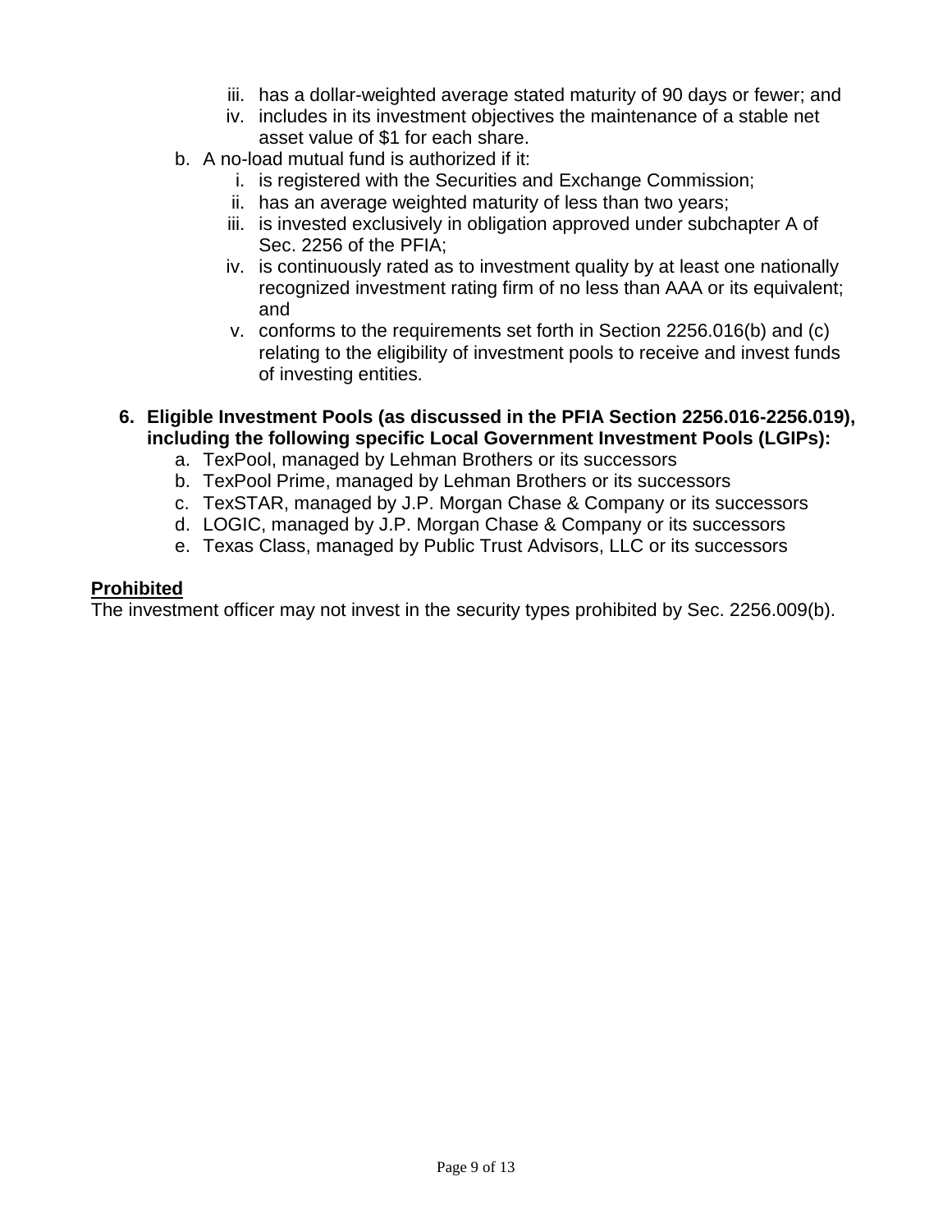iii. has a dollar-weighted average stated maturity of 90 days or fewer; and
   iv. includes in its investment objectives the maintenance of a stable net asset value of $1 for each share.

b. A no-load mutual fund is authorized if it:
   i. is registered with the Securities and Exchange Commission;
   ii. has an average weighted maturity of less than two years;
   iii. is invested exclusively in obligation approved under subchapter A of Sec. 2256 of the PFIA;
   iv. is continuously rated as to investment quality by at least one nationally recognized investment rating firm of no less than AAA or its equivalent; and
   v. conforms to the requirements set forth in Section 2256.016(b) and (c) relating to the eligibility of investment pools to receive and invest funds of investing entities.

**6. Eligible Investment Pools (as discussed in the PFIA Section 2256.016-2256.019), including the following specific Local Government Investment Pools (LGIPs):**

a. TexPool, managed by Lehman Brothers or its successors
b. TexPool Prime, managed by Lehman Brothers or its successors
c. TexSTAR, managed by J.P. Morgan Chase & Company or its successors
d. LOGIC, managed by J.P. Morgan Chase & Company or its successors
e. Texas Class, managed by Public Trust Advisors, LLC or its successors

**Prohibited**

The investment officer may not invest in the security types prohibited by Sec. 2256.009(b).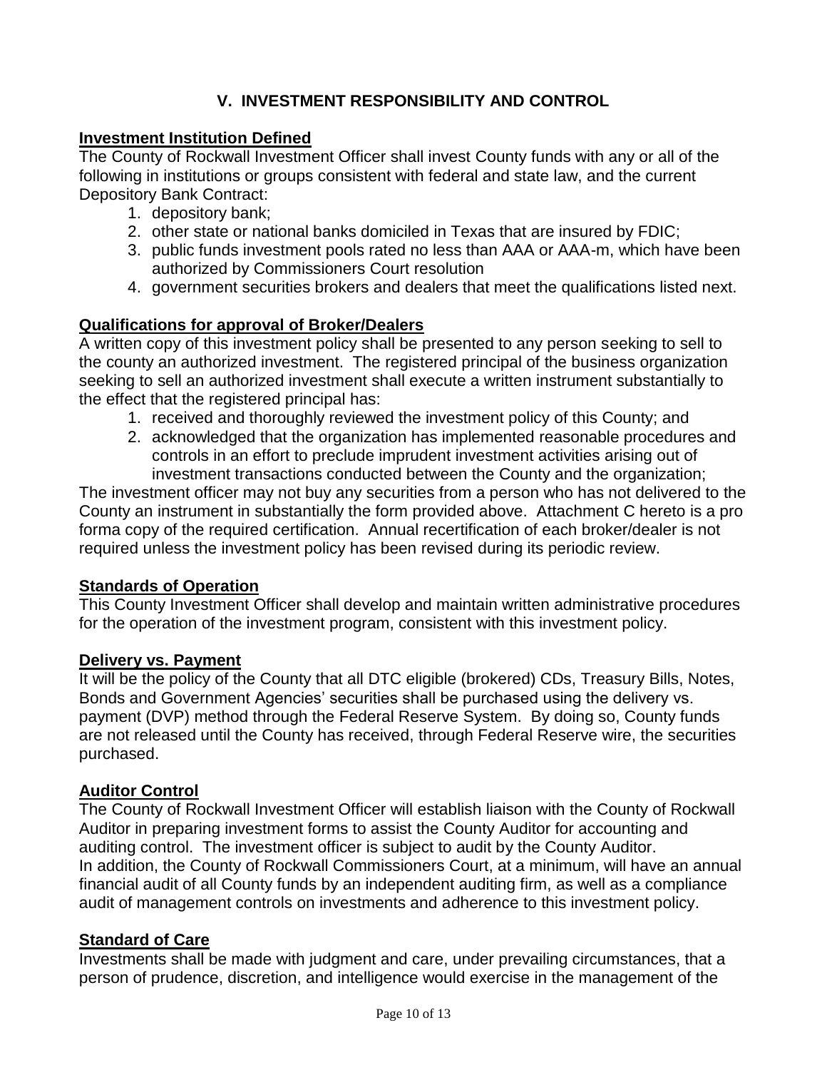## V. INVESTMENT RESPONSIBILITY AND CONTROL

**Investment Institution Defined**

The County of Rockwall Investment Officer shall invest County funds with any or all of the following in institutions or groups consistent with federal and state law, and the current Depository Bank Contract:

1. depository bank;
2. other state or national banks domiciled in Texas that are insured by FDIC;
3. public funds investment pools rated no less than AAA or AAA-m, which have been authorized by Commissioners Court resolution
4. government securities brokers and dealers that meet the qualifications listed next.

**Qualifications for approval of Broker/Dealers**

A written copy of this investment policy shall be presented to any person seeking to sell to the county an authorized investment. The registered principal of the business organization seeking to sell an authorized investment shall execute a written instrument substantially to the effect that the registered principal has:

1. received and thoroughly reviewed the investment policy of this County; and
2. acknowledged that the organization has implemented reasonable procedures and controls in an effort to preclude imprudent investment activities arising out of investment transactions conducted between the County and the organization;

The investment officer may not buy any securities from a person who has not delivered to the County an instrument in substantially the form provided above. Attachment C hereto is a pro forma copy of the required certification. Annual recertification of each broker/dealer is not required unless the investment policy has been revised during its periodic review.

**Standards of Operation**

This County Investment Officer shall develop and maintain written administrative procedures for the operation of the investment program, consistent with this investment policy.

**Delivery vs. Payment**

It will be the policy of the County that all DTC eligible (brokered) CDs, Treasury Bills, Notes, Bonds and Government Agencies' securities shall be purchased using the delivery vs. payment (DVP) method through the Federal Reserve System. By doing so, County funds are not released until the County has received, through Federal Reserve wire, the securities purchased.

**Auditor Control**

The County of Rockwall Investment Officer will establish liaison with the County of Rockwall Auditor in preparing investment forms to assist the County Auditor for accounting and auditing control. The investment officer is subject to audit by the County Auditor. In addition, the County of Rockwall Commissioners Court, at a minimum, will have an annual financial audit of all County funds by an independent auditing firm, as well as a compliance audit of management controls on investments and adherence to this investment policy.

**Standard of Care**

Investments shall be made with judgment and care, under prevailing circumstances, that a person of prudence, discretion, and intelligence would exercise in the management of the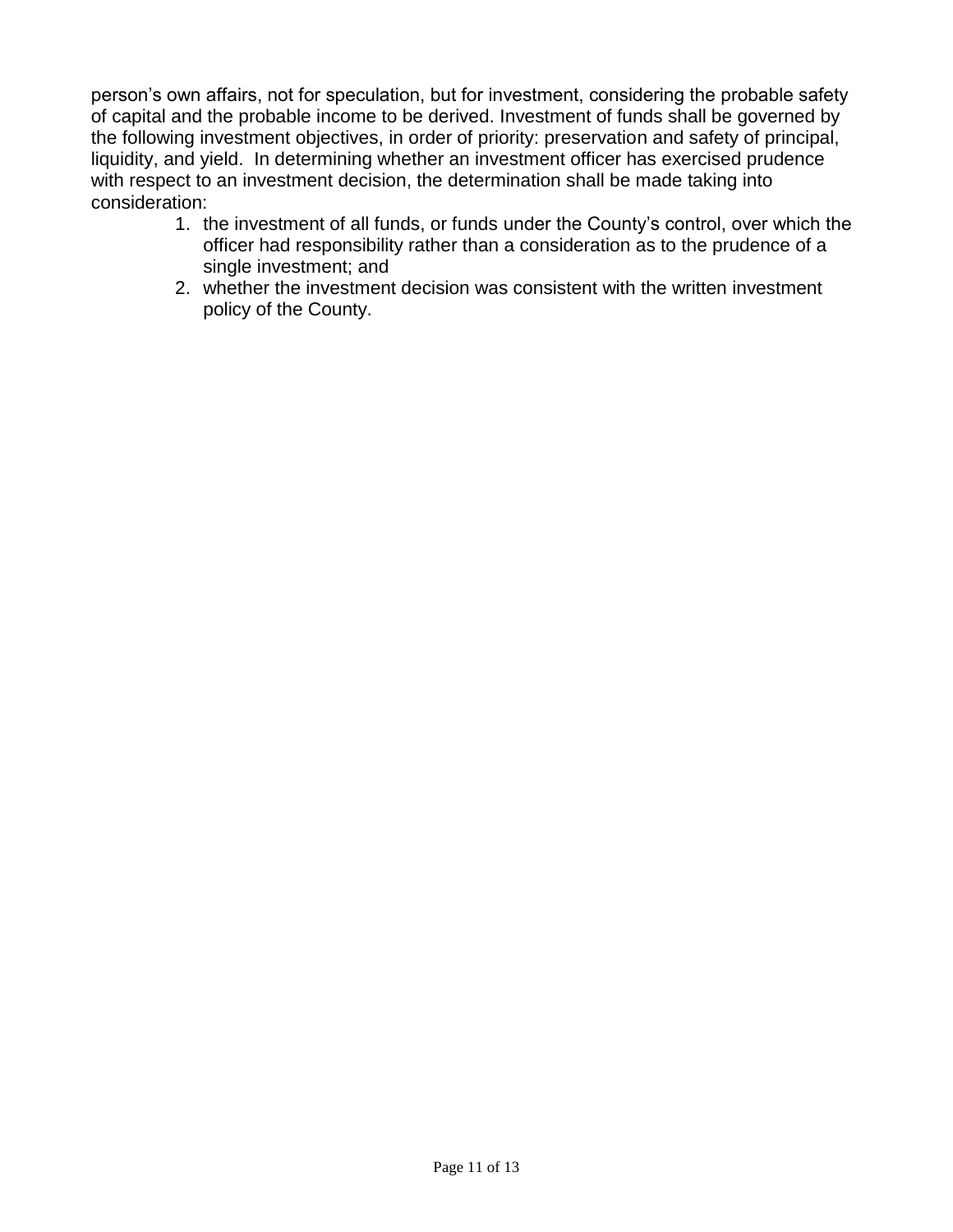person's own affairs, not for speculation, but for investment, considering the probable safety of capital and the probable income to be derived. Investment of funds shall be governed by the following investment objectives, in order of priority: preservation and safety of principal, liquidity, and yield. In determining whether an investment officer has exercised prudence with respect to an investment decision, the determination shall be made taking into consideration:

1. the investment of all funds, or funds under the County's control, over which the officer had responsibility rather than a consideration as to the prudence of a single investment; and
2. whether the investment decision was consistent with the written investment policy of the County.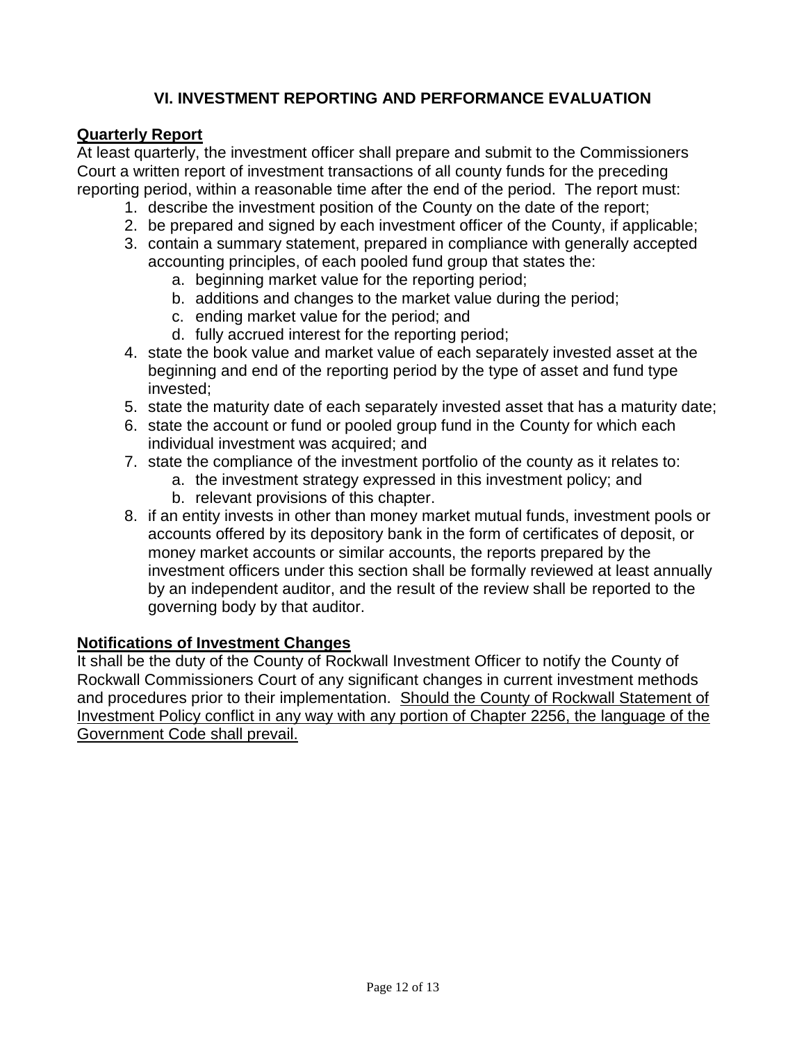## VI. INVESTMENT REPORTING AND PERFORMANCE EVALUATION

**Quarterly Report**

At least quarterly, the investment officer shall prepare and submit to the Commissioners Court a written report of investment transactions of all county funds for the preceding reporting period, within a reasonable time after the end of the period. The report must:

1. describe the investment position of the County on the date of the report;
2. be prepared and signed by each investment officer of the County, if applicable;
3. contain a summary statement, prepared in compliance with generally accepted accounting principles, of each pooled fund group that states the:
    a. beginning market value for the reporting period;
    b. additions and changes to the market value during the period;
    c. ending market value for the period; and
    d. fully accrued interest for the reporting period;
4. state the book value and market value of each separately invested asset at the beginning and end of the reporting period by the type of asset and fund type invested;
5. state the maturity date of each separately invested asset that has a maturity date;
6. state the account or fund or pooled group fund in the County for which each individual investment was acquired; and
7. state the compliance of the investment portfolio of the county as it relates to:
    a. the investment strategy expressed in this investment policy; and
    b. relevant provisions of this chapter.
8. if an entity invests in other than money market mutual funds, investment pools or accounts offered by its depository bank in the form of certificates of deposit, or money market accounts or similar accounts, the reports prepared by the investment officers under this section shall be formally reviewed at least annually by an independent auditor, and the result of the review shall be reported to the governing body by that auditor.

**Notifications of Investment Changes**

It shall be the duty of the County of Rockwall Investment Officer to notify the County of Rockwall Commissioners Court of any significant changes in current investment methods and procedures prior to their implementation. Should the County of Rockwall Statement of Investment Policy conflict in any way with any portion of Chapter 2256, the language of the Government Code shall prevail.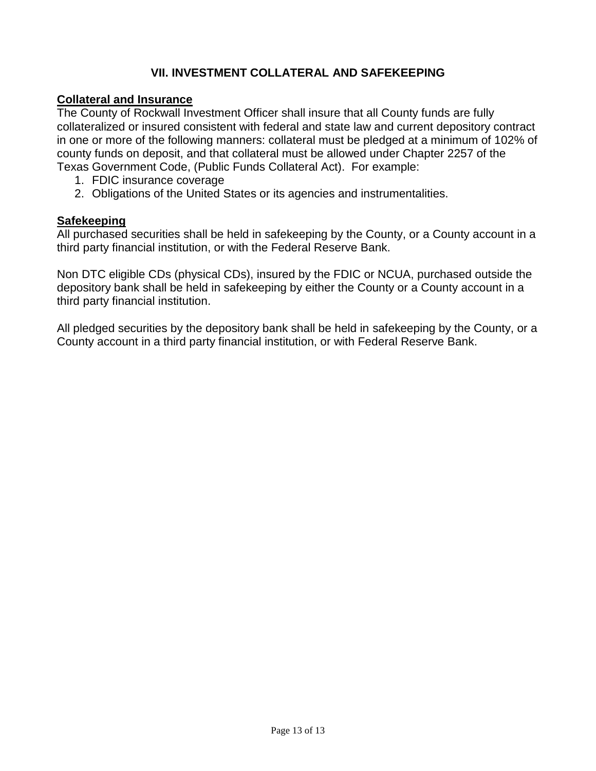## VII. INVESTMENT COLLATERAL AND SAFEKEEPING

**Collateral and Insurance**

The County of Rockwall Investment Officer shall insure that all County funds are fully collateralized or insured consistent with federal and state law and current depository contract in one or more of the following manners: collateral must be pledged at a minimum of 102% of county funds on deposit, and that collateral must be allowed under Chapter 2257 of the Texas Government Code, (Public Funds Collateral Act). For example:

1. FDIC insurance coverage
2. Obligations of the United States or its agencies and instrumentalities.

**Safekeeping**

All purchased securities shall be held in safekeeping by the County, or a County account in a third party financial institution, or with the Federal Reserve Bank.

Non DTC eligible CDs (physical CDs), insured by the FDIC or NCUA, purchased outside the depository bank shall be held in safekeeping by either the County or a County account in a third party financial institution.

All pledged securities by the depository bank shall be held in safekeeping by the County, or a County account in a third party financial institution, or with Federal Reserve Bank.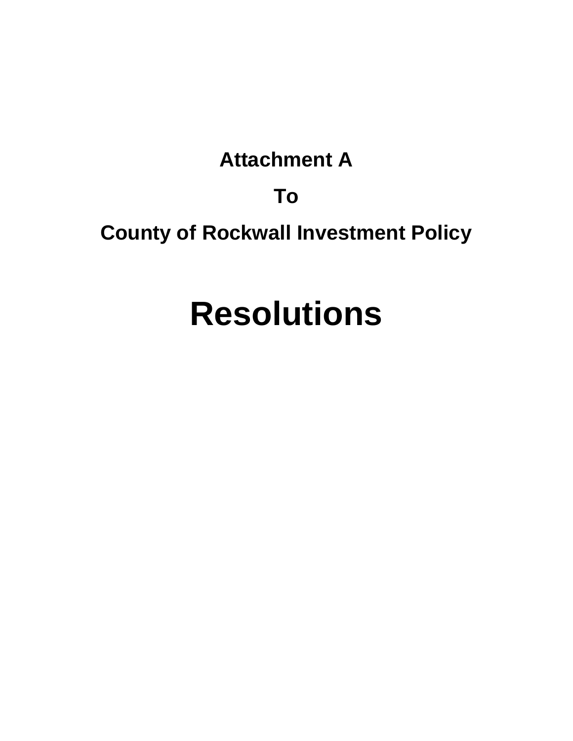**Attachment A**

**To**

**County of Rockwall Investment Policy**

# Resolutions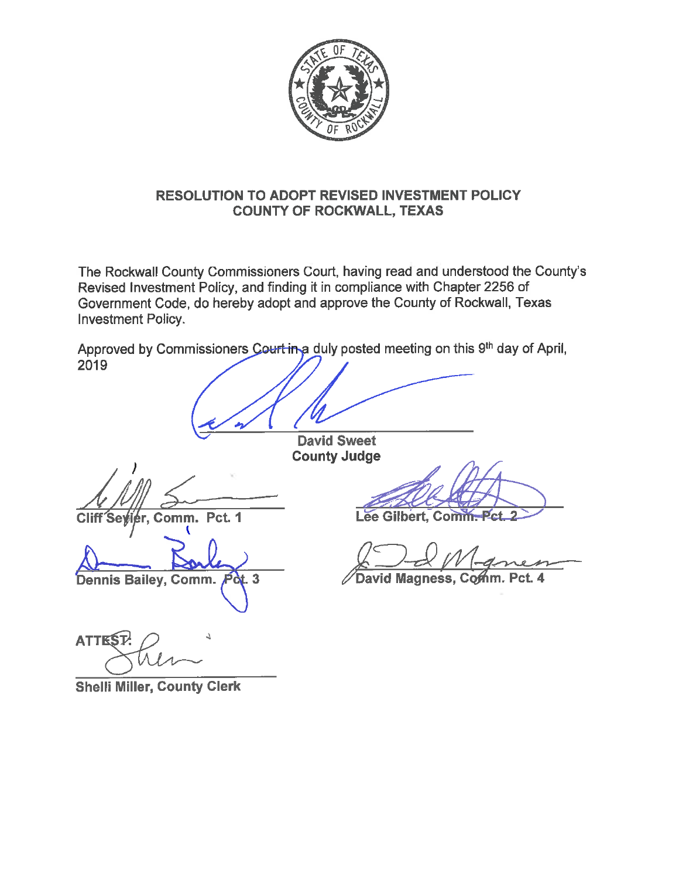**RESOLUTION TO ADOPT REVISED INVESTMENT POLICY**
**COUNTY OF ROCKWALL, TEXAS**

The Rockwall County Commissioners Court, having read and understood the County's Revised Investment Policy, and finding it in compliance with Chapter 2256 of Government Code, do hereby adopt and approve the County of Rockwall, Texas Investment Policy.

Approved by Commissioners Court in a duly posted meeting on this 9th day of April, 2019

**David Sweet**
**County Judge**

**Cliff Sevier, Comm. Pct. 1**

**Lee Gilbert, Comm. Pct. 2**

**Dennis Bailey, Comm. Pct. 3**

**David Magness, Comm. Pct. 4**

**ATTEST:**

**Shelli Miller, County Clerk**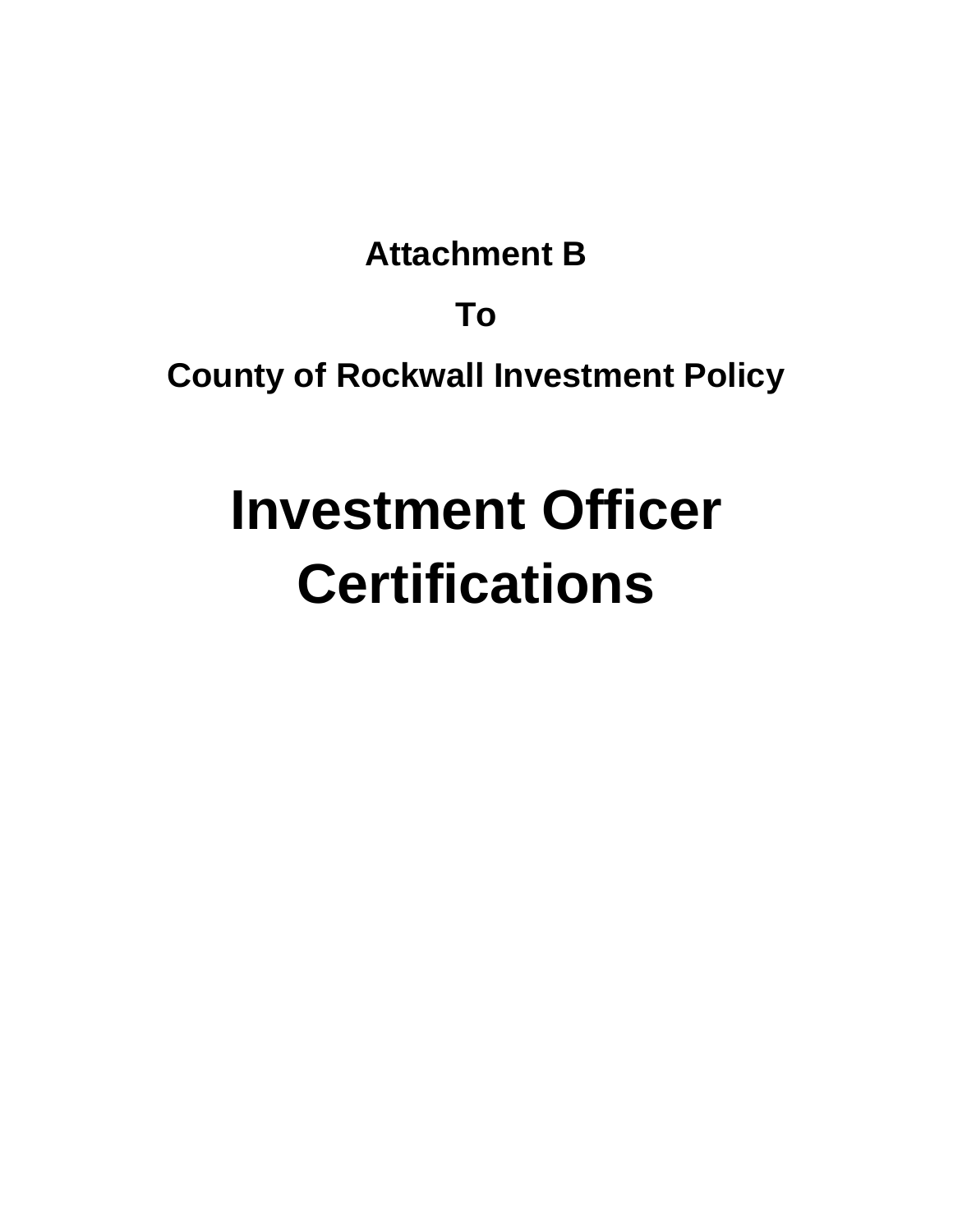**Attachment B**

**To**

**County of Rockwall Investment Policy**

# Investment Officer Certifications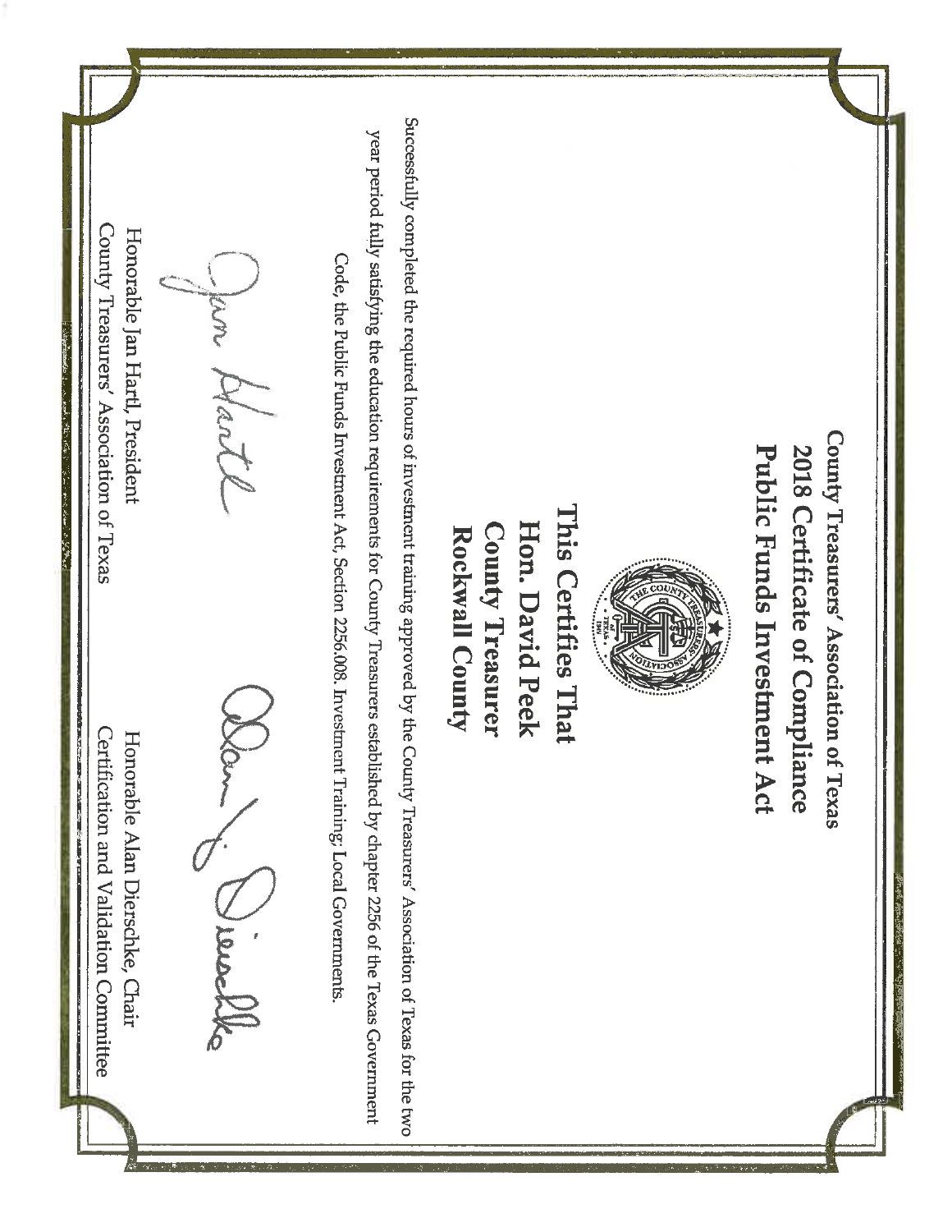# County Treasurers' Association of Texas
## 2018 Certificate of Compliance
## Public Funds Investment Act

**This Certifies That**

**Hon. David Peek**

**County Treasurer**

**Rockwall County**

Successfully completed the required hours of investment training approved by the County Treasurers' Association of Texas for the two year period fully satisfying the education requirements for County Treasurers established by chapter 2256 of the Texas Government Code, the Public Funds Investment Act, Section 2256.008. Investment Training; Local Governments.

Honorable Jan Hartl, President
County Treasurers' Association of Texas

Honorable Alan Dierschke, Chair
Certification and Validation Committee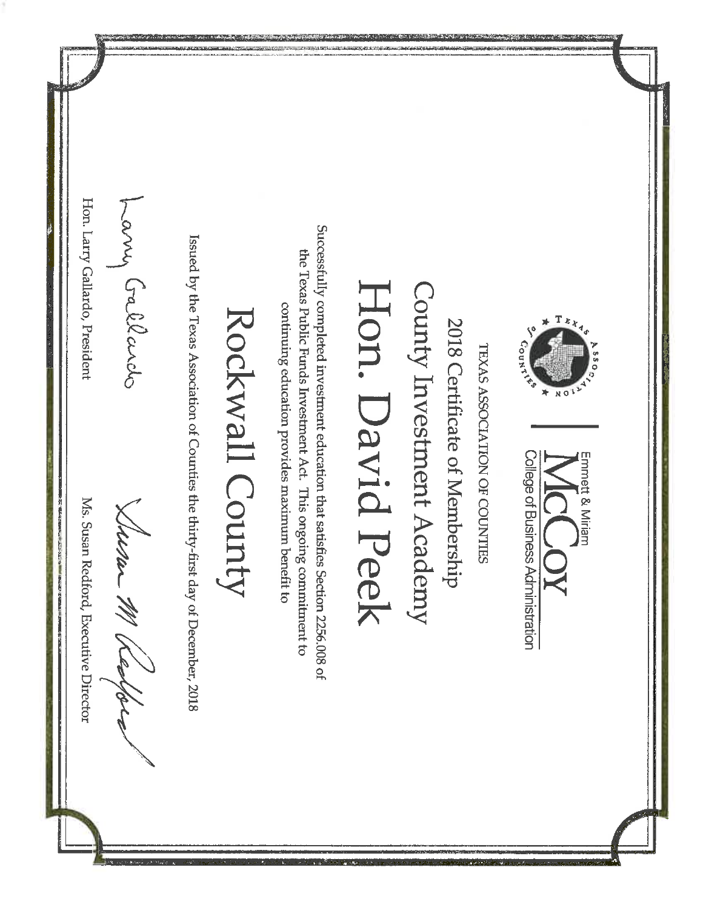Emmett & Miriam
McCoy
College of Business Administration

TEXAS ASSOCIATION OF COUNTIES

2018 Certificate of Membership

# County Investment Academy

# Hon. David Peek

Successfully completed investment education that satisfies Section 2256.008 of the Texas Public Funds Investment Act. This ongoing commitment to continuing education provides maximum benefit to

# Rockwall County

Issued by the Texas Association of Counties the thirty-first day of December, 2018

Hon. Larry Gallardo, President

Ms. Susan Redford, Executive Director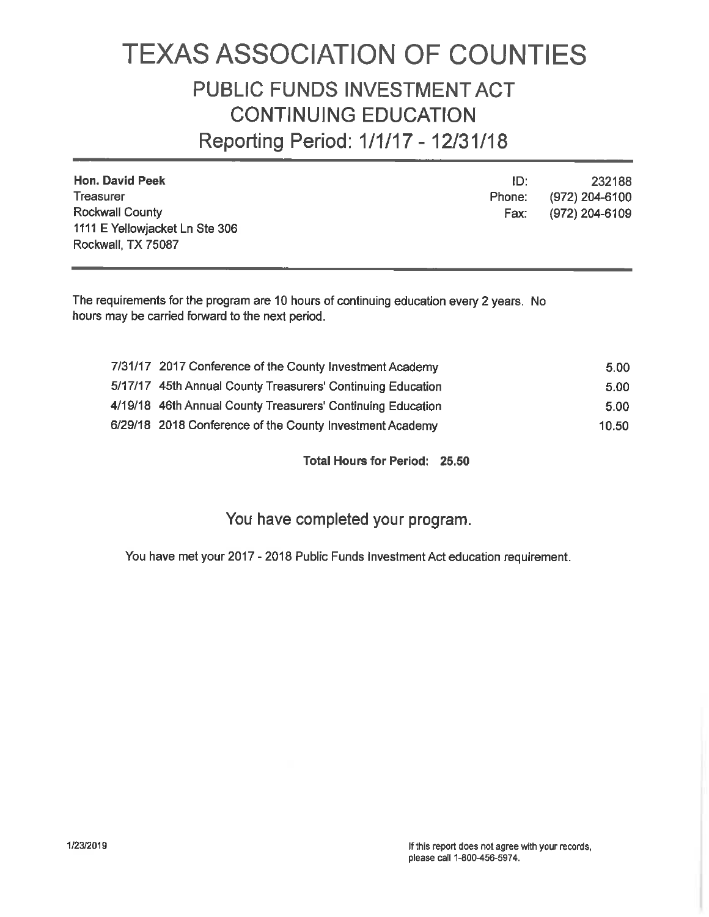# TEXAS ASSOCIATION OF COUNTIES

## PUBLIC FUNDS INVESTMENT ACT CONTINUING EDUCATION

## Reporting Period: 1/1/17 - 12/31/18

**Hon. David Peek**
Treasurer
Rockwall County
1111 E Yellowjacket Ln Ste 306
Rockwall, TX 75087

ID: 232188
Phone: (972) 204-6100
Fax: (972) 204-6109

The requirements for the program are 10 hours of continuing education every 2 years. No hours may be carried forward to the next period.

| Date | Course | Hours |
|---|---|---|
| 7/31/17 | 2017 Conference of the County Investment Academy | 5.00 |
| 5/17/17 | 45th Annual County Treasurers' Continuing Education | 5.00 |
| 4/19/18 | 46th Annual County Treasurers' Continuing Education | 5.00 |
| 6/29/18 | 2018 Conference of the County Investment Academy | 10.50 |

**Total Hours for Period: 25.50**

## You have completed your program.

You have met your 2017 - 2018 Public Funds Investment Act education requirement.

1/23/2019

If this report does not agree with your records, please call 1-800-456-5974.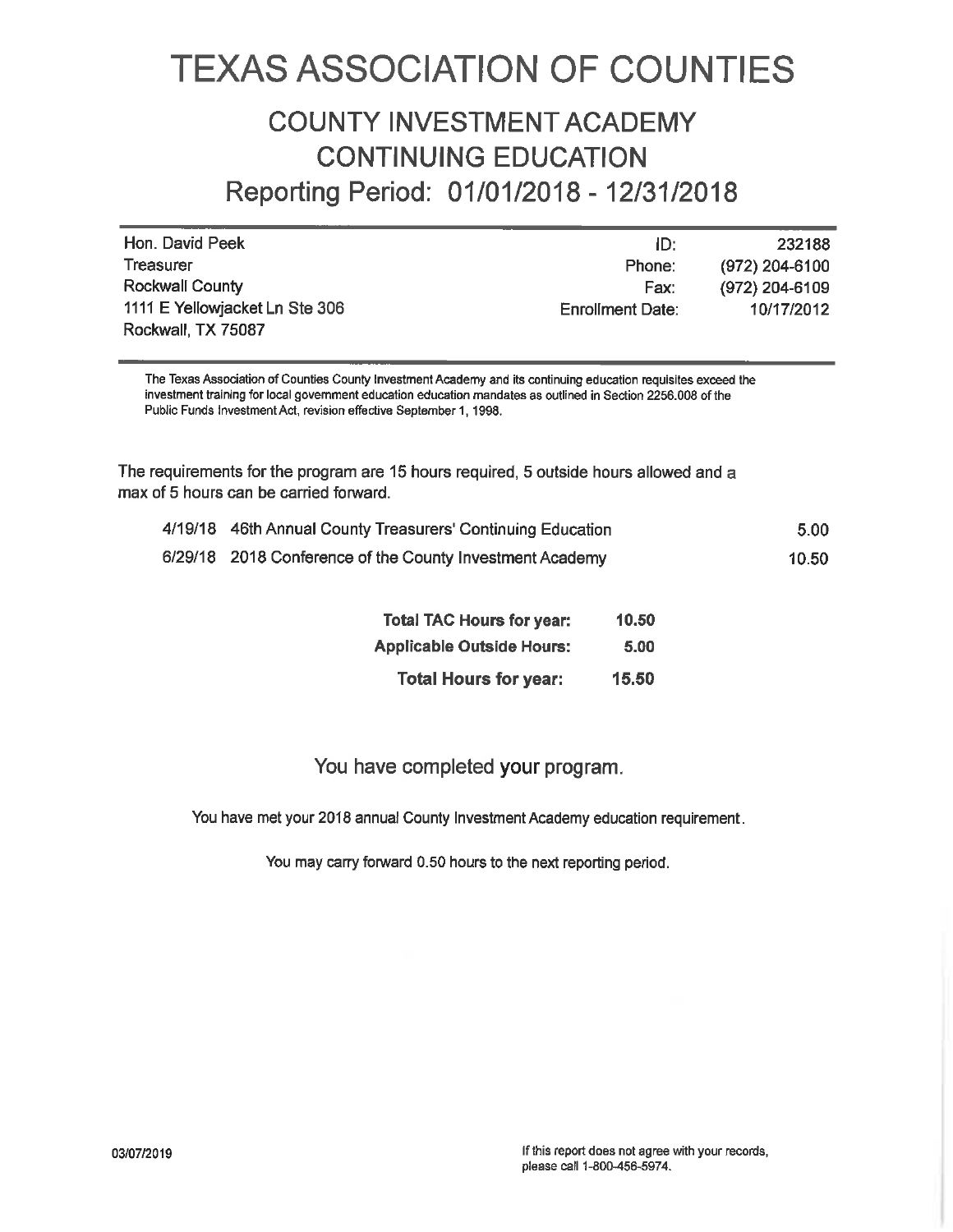# TEXAS ASSOCIATION OF COUNTIES

## COUNTY INVESTMENT ACADEMY
## CONTINUING EDUCATION
## Reporting Period: 01/01/2018 - 12/31/2018

| | | |
|---|---|---|
| Hon. David Peek | ID: | 232188 |
| Treasurer | Phone: | (972) 204-6100 |
| Rockwall County | Fax: | (972) 204-6109 |
| 1111 E Yellowjacket Ln Ste 306 | Enrollment Date: | 10/17/2012 |
| Rockwall, TX 75087 | | |

The Texas Association of Counties County Investment Academy and its continuing education requisites exceed the investment training for local government education education mandates as outlined in Section 2256.008 of the Public Funds Investment Act, revision effective September 1, 1998.

The requirements for the program are 15 hours required, 5 outside hours allowed and a max of 5 hours can be carried forward.

| Date | Course | Hours |
|---|---|---|
| 4/19/18 | 46th Annual County Treasurers' Continuing Education | 5.00 |
| 6/29/18 | 2018 Conference of the County Investment Academy | 10.50 |

| | |
|---|---|
| **Total TAC Hours for year:** | **10.50** |
| **Applicable Outside Hours:** | **5.00** |
| **Total Hours for year:** | **15.50** |

You have completed your program.

You have met your 2018 annual County Investment Academy education requirement.

You may carry forward 0.50 hours to the next reporting period.

03/07/2019

If this report does not agree with your records, please call 1-800-456-5974.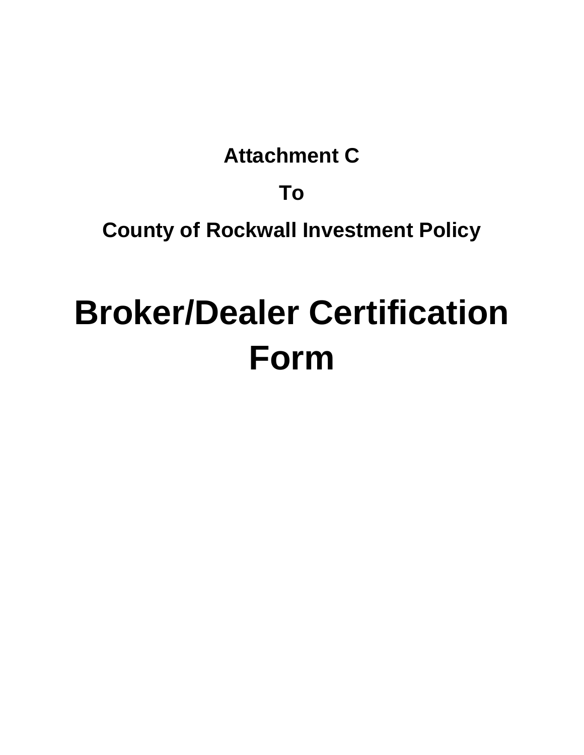**Attachment C**

**To**

**County of Rockwall Investment Policy**

# Broker/Dealer Certification Form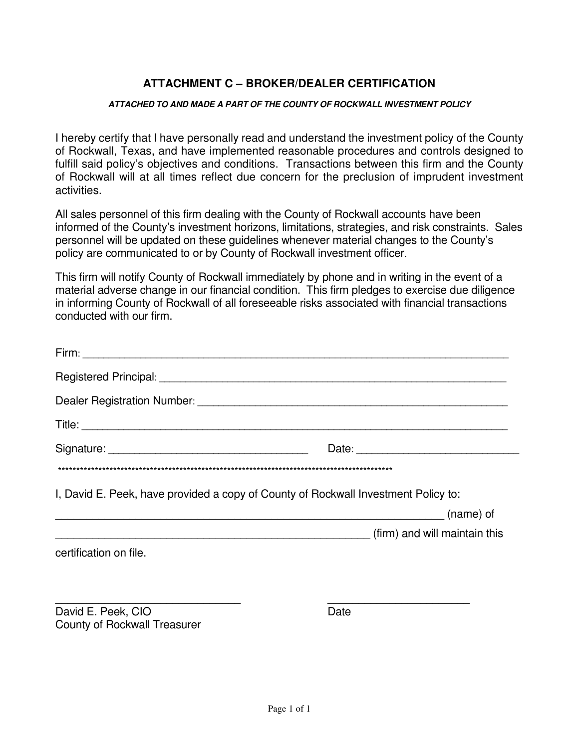## ATTACHMENT C – BROKER/DEALER CERTIFICATION

***ATTACHED TO AND MADE A PART OF THE COUNTY OF ROCKWALL INVESTMENT POLICY***

I hereby certify that I have personally read and understand the investment policy of the County of Rockwall, Texas, and have implemented reasonable procedures and controls designed to fulfill said policy's objectives and conditions. Transactions between this firm and the County of Rockwall will at all times reflect due concern for the preclusion of imprudent investment activities.

All sales personnel of this firm dealing with the County of Rockwall accounts have been informed of the County's investment horizons, limitations, strategies, and risk constraints. Sales personnel will be updated on these guidelines whenever material changes to the County's policy are communicated to or by County of Rockwall investment officer.

This firm will notify County of Rockwall immediately by phone and in writing in the event of a material adverse change in our financial condition. This firm pledges to exercise due diligence in informing County of Rockwall of all foreseeable risks associated with financial transactions conducted with our firm.

Firm: ___________________________________________________________________________

Registered Principal: ______________________________________________________________

Dealer Registration Number: ________________________________________________________

Title: ___________________________________________________________________________

Signature: ___________________________________ Date: ___________________________

*******************************************************************************************

I, David E. Peek, have provided a copy of County of Rockwall Investment Policy to:

_________________________________________________________________ (name) of

______________________________________________________ (firm) and will maintain this

certification on file.

_______________________________ &nbsp;&nbsp;&nbsp;&nbsp;&nbsp;&nbsp;&nbsp;&nbsp; ________________________

David E. Peek, CIO &nbsp;&nbsp;&nbsp;&nbsp;&nbsp;&nbsp;&nbsp;&nbsp;&nbsp;&nbsp;&nbsp;&nbsp;&nbsp;&nbsp;&nbsp;&nbsp;&nbsp;&nbsp;&nbsp;&nbsp;&nbsp;&nbsp;&nbsp;&nbsp;&nbsp;&nbsp;&nbsp;&nbsp; Date

County of Rockwall Treasurer